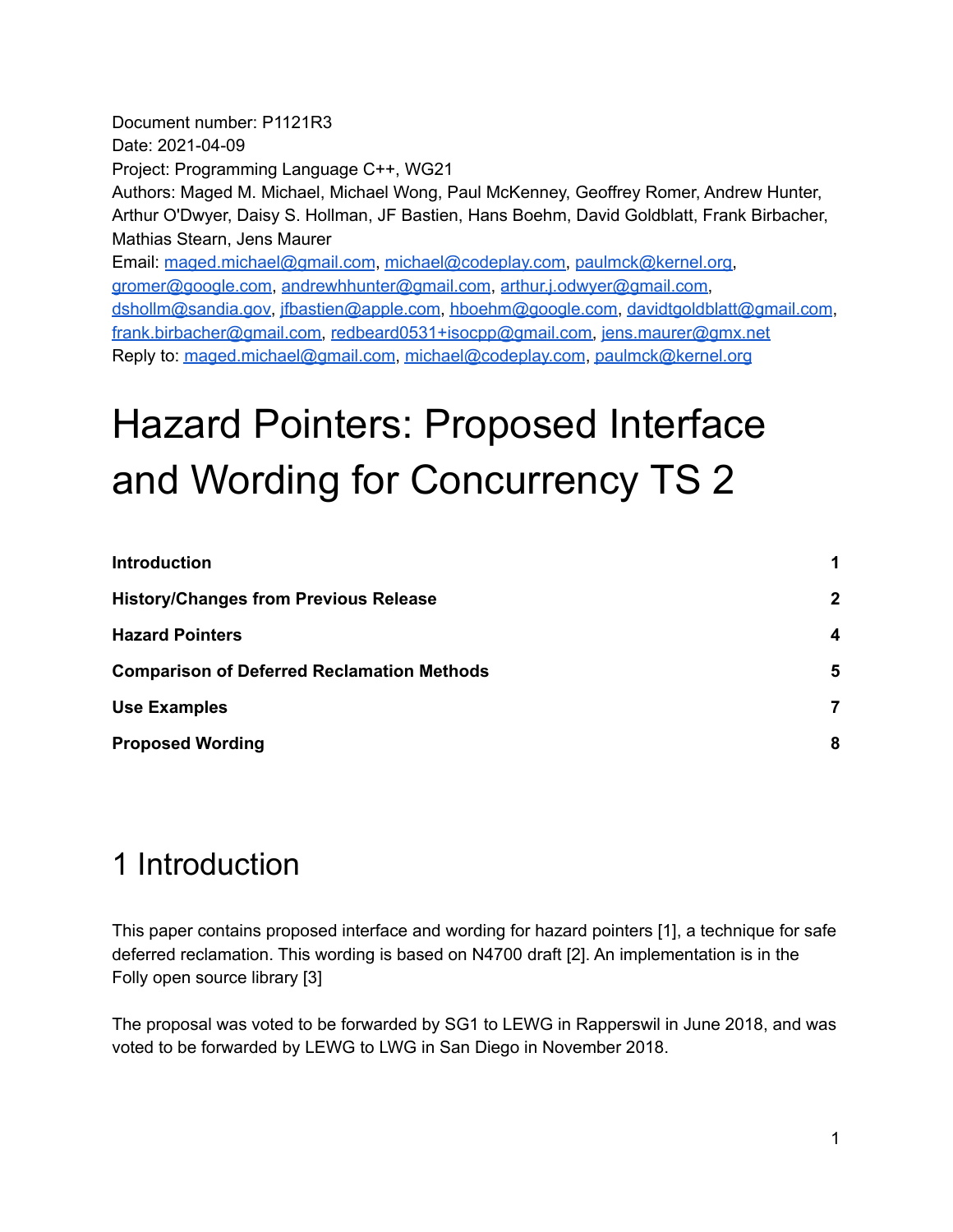Document number: P1121R3
Date: 2021-04-09
Project: Programming Language C++, WG21
Authors: Maged M. Michael, Michael Wong, Paul McKenney, Geoffrey Romer, Andrew Hunter, Arthur O'Dwyer, Daisy S. Hollman, JF Bastien, Hans Boehm, David Goldblatt, Frank Birbacher, Mathias Stearn, Jens Maurer
Email: maged.michael@gmail.com, michael@codeplay.com, paulmck@kernel.org, gromer@google.com, andrewhhunter@gmail.com, arthur.j.odwyer@gmail.com, dshollm@sandia.gov, jfbastien@apple.com, hboehm@google.com, davidtgoldblatt@gmail.com, frank.birbacher@gmail.com, redbeard0531+isocpp@gmail.com, jens.maurer@gmx.net
Reply to: maged.michael@gmail.com, michael@codeplay.com, paulmck@kernel.org

# Hazard Pointers: Proposed Interface and Wording for Concurrency TS 2

| | |
|---|---|
| **Introduction** | **1** |
| **History/Changes from Previous Release** | **2** |
| **Hazard Pointers** | **4** |
| **Comparison of Deferred Reclamation Methods** | **5** |
| **Use Examples** | **7** |
| **Proposed Wording** | **8** |

## 1 Introduction

This paper contains proposed interface and wording for hazard pointers [1], a technique for safe deferred reclamation. This wording is based on N4700 draft [2]. An implementation is in the Folly open source library [3]

The proposal was voted to be forwarded by SG1 to LEWG in Rapperswil in June 2018, and was voted to be forwarded by LEWG to LWG in San Diego in November 2018.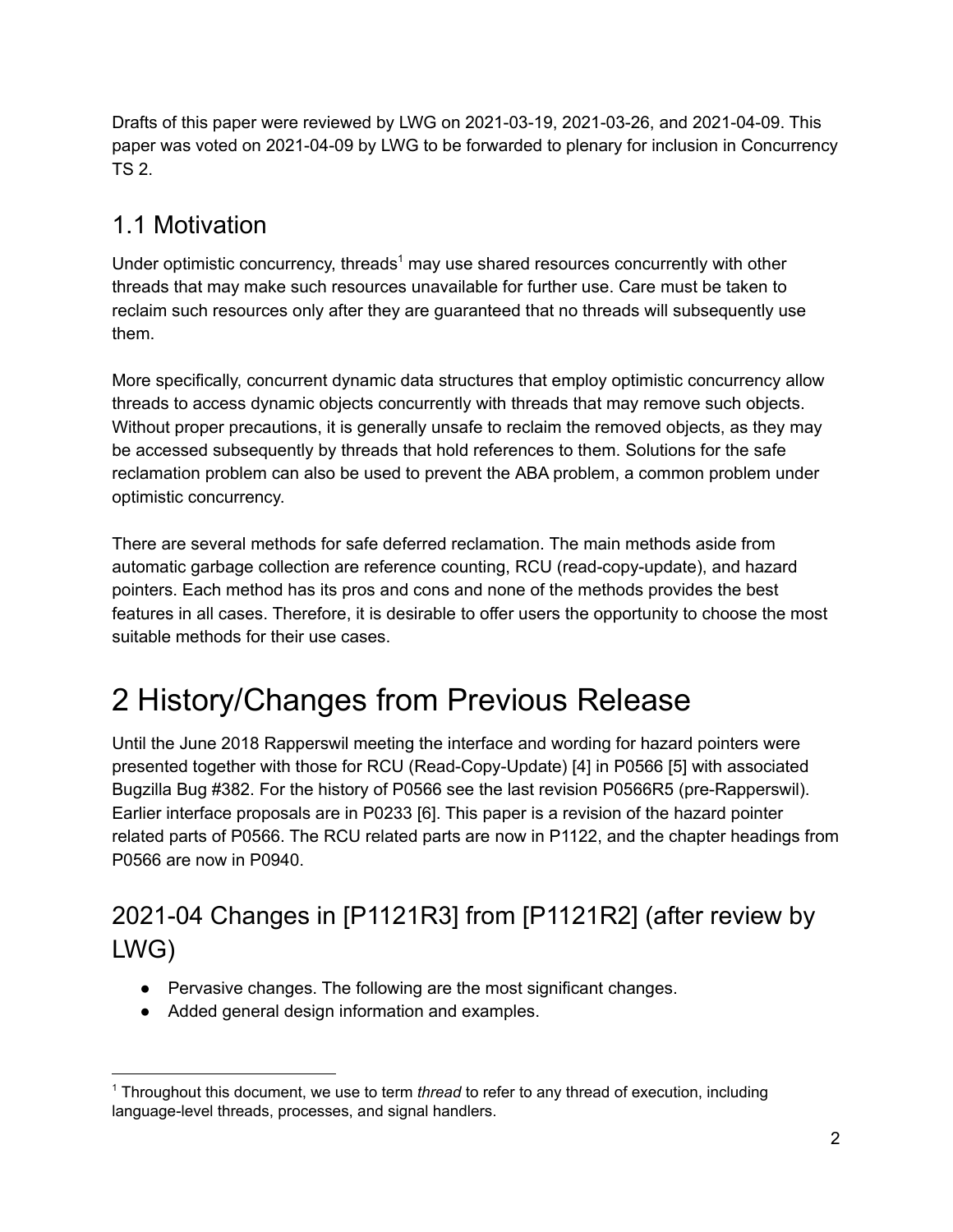Drafts of this paper were reviewed by LWG on 2021-03-19, 2021-03-26, and 2021-04-09. This paper was voted on 2021-04-09 by LWG to be forwarded to plenary for inclusion in Concurrency TS 2.

## 1.1 Motivation

Under optimistic concurrency, threads[1] may use shared resources concurrently with other threads that may make such resources unavailable for further use. Care must be taken to reclaim such resources only after they are guaranteed that no threads will subsequently use them.

More specifically, concurrent dynamic data structures that employ optimistic concurrency allow threads to access dynamic objects concurrently with threads that may remove such objects. Without proper precautions, it is generally unsafe to reclaim the removed objects, as they may be accessed subsequently by threads that hold references to them. Solutions for the safe reclamation problem can also be used to prevent the ABA problem, a common problem under optimistic concurrency.

There are several methods for safe deferred reclamation. The main methods aside from automatic garbage collection are reference counting, RCU (read-copy-update), and hazard pointers. Each method has its pros and cons and none of the methods provides the best features in all cases. Therefore, it is desirable to offer users the opportunity to choose the most suitable methods for their use cases.

# 2 History/Changes from Previous Release

Until the June 2018 Rapperswil meeting the interface and wording for hazard pointers were presented together with those for RCU (Read-Copy-Update) [4] in P0566 [5] with associated Bugzilla Bug #382. For the history of P0566 see the last revision P0566R5 (pre-Rapperswil). Earlier interface proposals are in P0233 [6]. This paper is a revision of the hazard pointer related parts of P0566. The RCU related parts are now in P1122, and the chapter headings from P0566 are now in P0940.

## 2021-04 Changes in [P1121R3] from [P1121R2] (after review by LWG)

- Pervasive changes. The following are the most significant changes.
- Added general design information and examples.

[1] Throughout this document, we use to term *thread* to refer to any thread of execution, including language-level threads, processes, and signal handlers.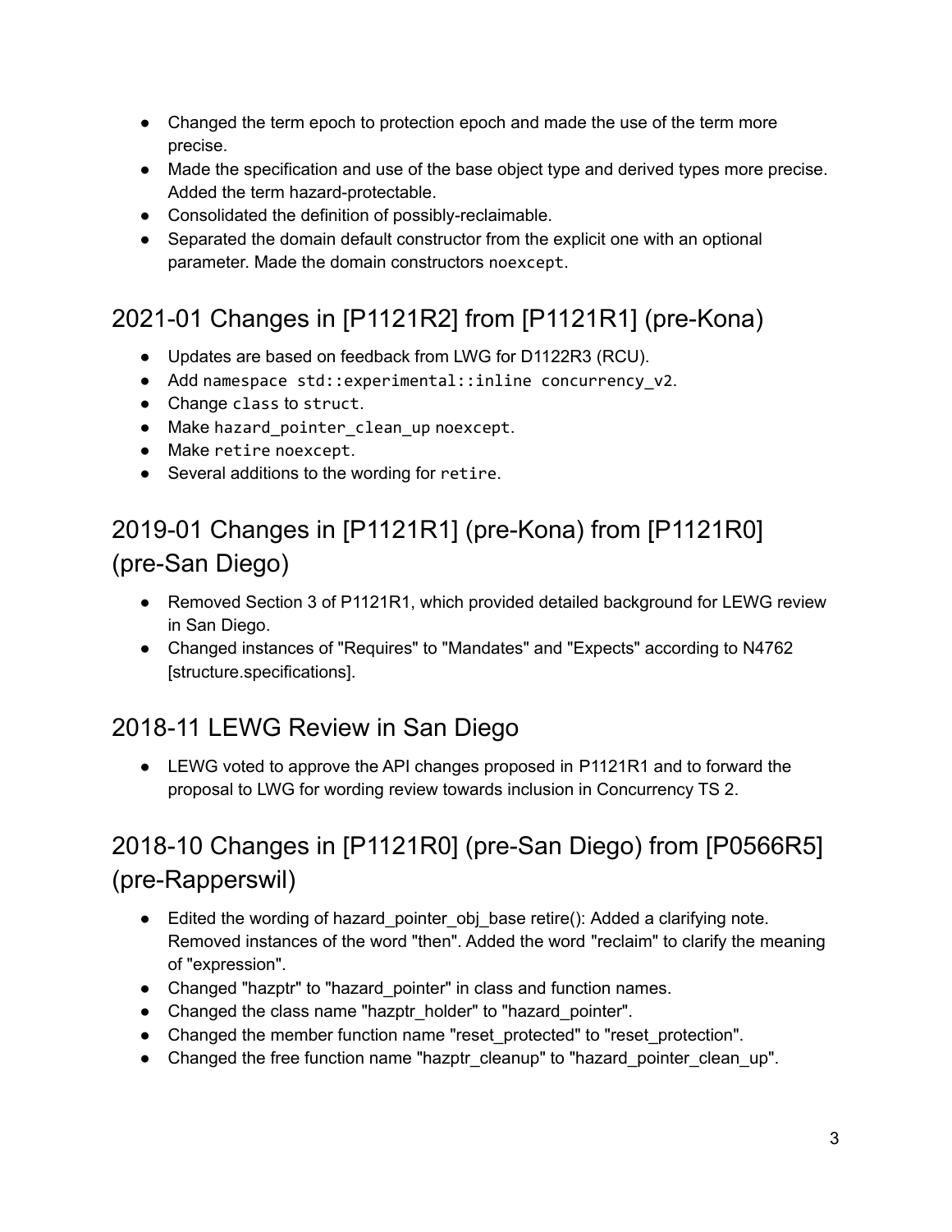- Changed the term epoch to protection epoch and made the use of the term more precise.
- Made the specification and use of the base object type and derived types more precise. Added the term hazard-protectable.
- Consolidated the definition of possibly-reclaimable.
- Separated the domain default constructor from the explicit one with an optional parameter. Made the domain constructors `noexcept`.

## 2021-01 Changes in [P1121R2] from [P1121R1] (pre-Kona)

- Updates are based on feedback from LWG for D1122R3 (RCU).
- Add `namespace std::experimental::inline concurrency_v2`.
- Change `class` to `struct`.
- Make `hazard_pointer_clean_up` `noexcept`.
- Make `retire` `noexcept`.
- Several additions to the wording for `retire`.

## 2019-01 Changes in [P1121R1] (pre-Kona) from [P1121R0] (pre-San Diego)

- Removed Section 3 of P1121R1, which provided detailed background for LEWG review in San Diego.
- Changed instances of "Requires" to "Mandates" and "Expects" according to N4762 [structure.specifications].

## 2018-11 LEWG Review in San Diego

- LEWG voted to approve the API changes proposed in P1121R1 and to forward the proposal to LWG for wording review towards inclusion in Concurrency TS 2.

## 2018-10 Changes in [P1121R0] (pre-San Diego) from [P0566R5] (pre-Rapperswil)

- Edited the wording of hazard_pointer_obj_base retire(): Added a clarifying note. Removed instances of the word "then". Added the word "reclaim" to clarify the meaning of "expression".
- Changed "hazptr" to "hazard_pointer" in class and function names.
- Changed the class name "hazptr_holder" to "hazard_pointer".
- Changed the member function name "reset_protected" to "reset_protection".
- Changed the free function name "hazptr_cleanup" to "hazard_pointer_clean_up".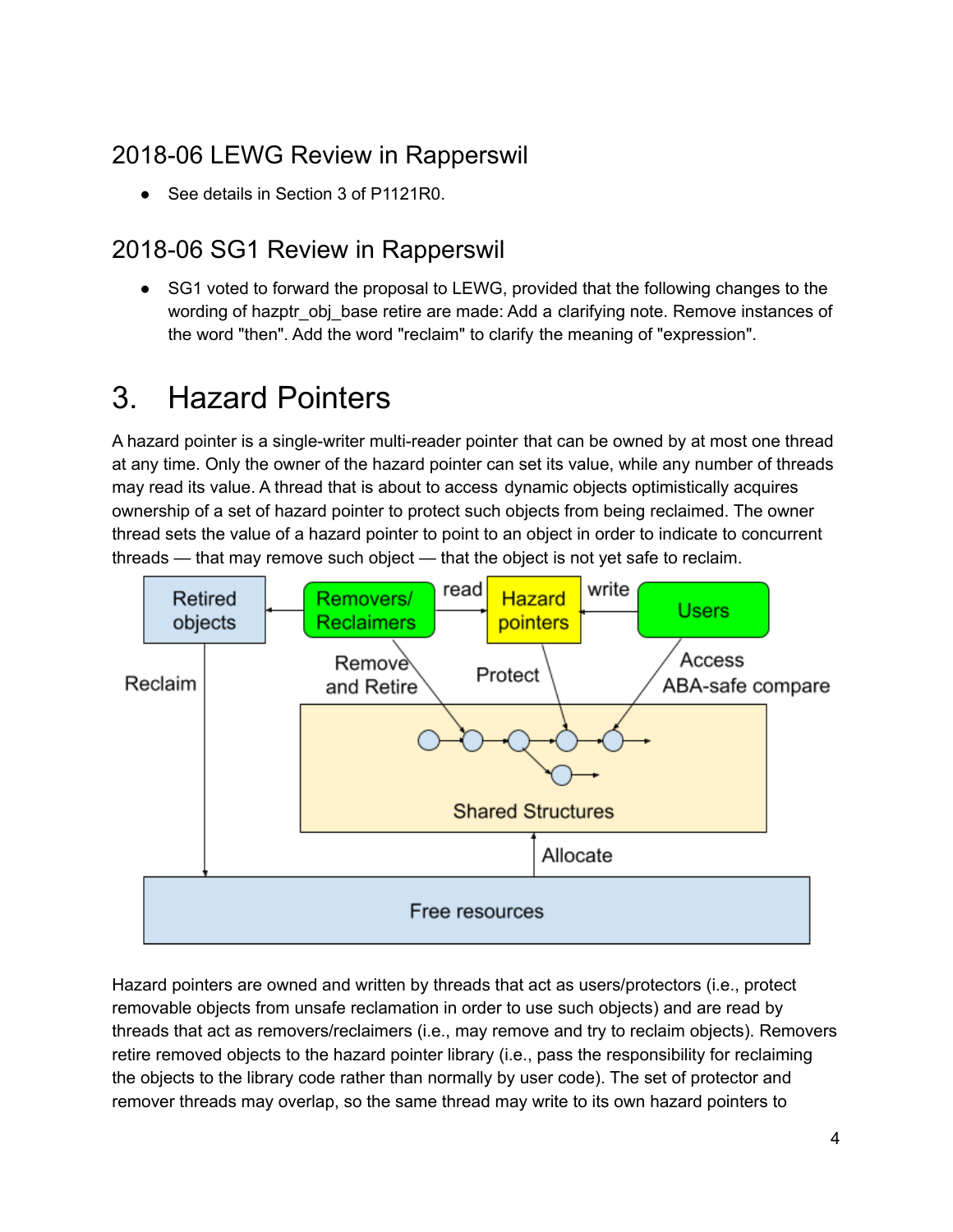## 2018-06 LEWG Review in Rapperswil

- See details in Section 3 of P1121R0.

## 2018-06 SG1 Review in Rapperswil

- SG1 voted to forward the proposal to LEWG, provided that the following changes to the wording of hazptr_obj_base retire are made: Add a clarifying note. Remove instances of the word "then". Add the word "reclaim" to clarify the meaning of "expression".

# 3. Hazard Pointers

A hazard pointer is a single-writer multi-reader pointer that can be owned by at most one thread at any time. Only the owner of the hazard pointer can set its value, while any number of threads may read its value. A thread that is about to access dynamic objects optimistically acquires ownership of a set of hazard pointer to protect such objects from being reclaimed. The owner thread sets the value of a hazard pointer to point to an object in order to indicate to concurrent threads — that may remove such object — that the object is not yet safe to reclaim.

Retired objects

Removers/ Reclaimers

read

Hazard pointers

write

Users

Reclaim

Remove and Retire

Protect

Access ABA-safe compare

Shared Structures

Allocate

Free resources

Hazard pointers are owned and written by threads that act as users/protectors (i.e., protect removable objects from unsafe reclamation in order to use such objects) and are read by threads that act as removers/reclaimers (i.e., may remove and try to reclaim objects). Removers retire removed objects to the hazard pointer library (i.e., pass the responsibility for reclaiming the objects to the library code rather than normally by user code). The set of protector and remover threads may overlap, so the same thread may write to its own hazard pointers to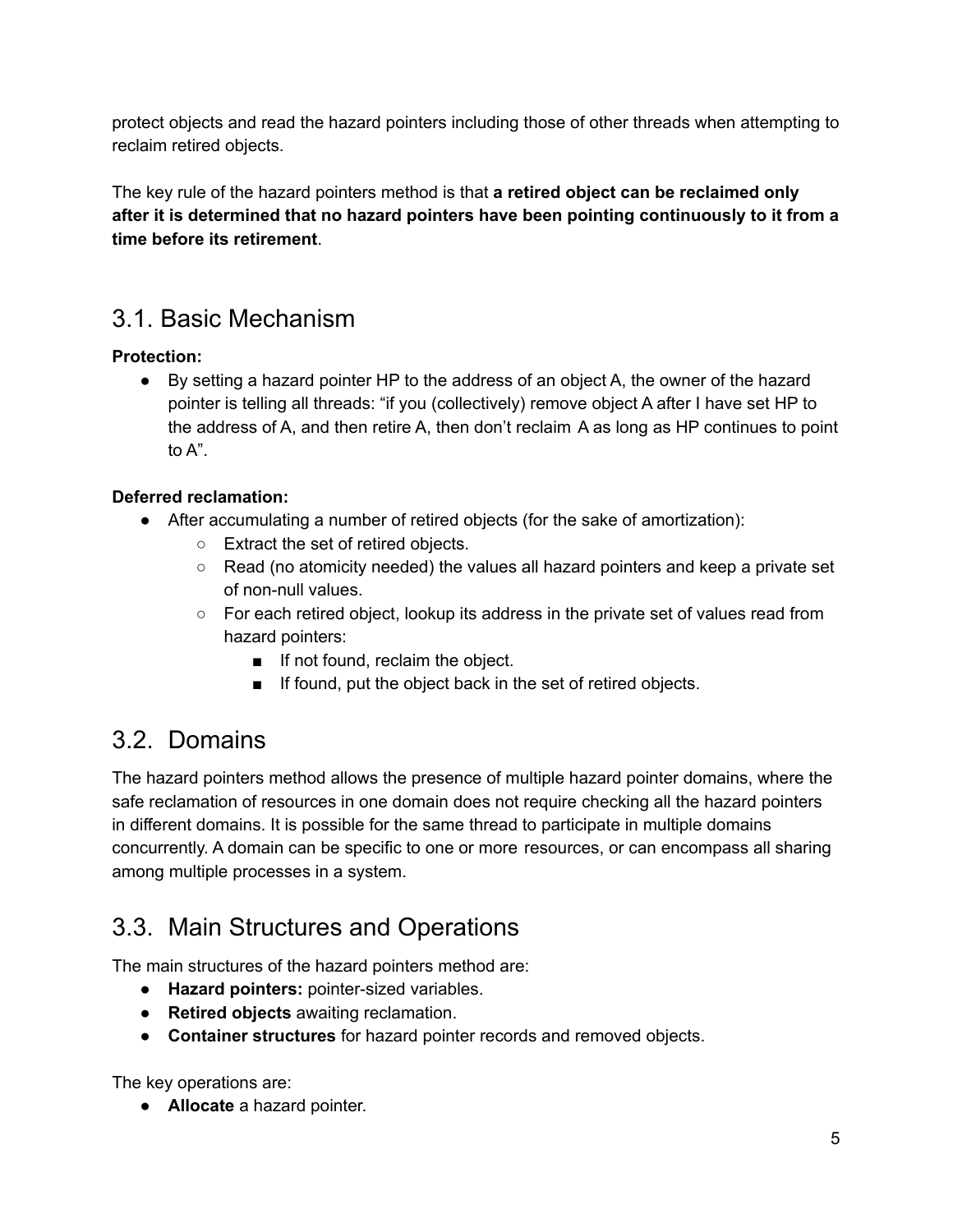protect objects and read the hazard pointers including those of other threads when attempting to reclaim retired objects.

The key rule of the hazard pointers method is that **a retired object can be reclaimed only after it is determined that no hazard pointers have been pointing continuously to it from a time before its retirement**.

## 3.1. Basic Mechanism

**Protection:**

- By setting a hazard pointer HP to the address of an object A, the owner of the hazard pointer is telling all threads: “if you (collectively) remove object A after I have set HP to the address of A, and then retire A, then don’t reclaim A as long as HP continues to point to A”.

**Deferred reclamation:**

- After accumulating a number of retired objects (for the sake of amortization):
    - Extract the set of retired objects.
    - Read (no atomicity needed) the values all hazard pointers and keep a private set of non-null values.
    - For each retired object, lookup its address in the private set of values read from hazard pointers:
        - If not found, reclaim the object.
        - If found, put the object back in the set of retired objects.

## 3.2. Domains

The hazard pointers method allows the presence of multiple hazard pointer domains, where the safe reclamation of resources in one domain does not require checking all the hazard pointers in different domains. It is possible for the same thread to participate in multiple domains concurrently. A domain can be specific to one or more resources, or can encompass all sharing among multiple processes in a system.

## 3.3. Main Structures and Operations

The main structures of the hazard pointers method are:

- **Hazard pointers:** pointer-sized variables.
- **Retired objects** awaiting reclamation.
- **Container structures** for hazard pointer records and removed objects.

The key operations are:

- **Allocate** a hazard pointer.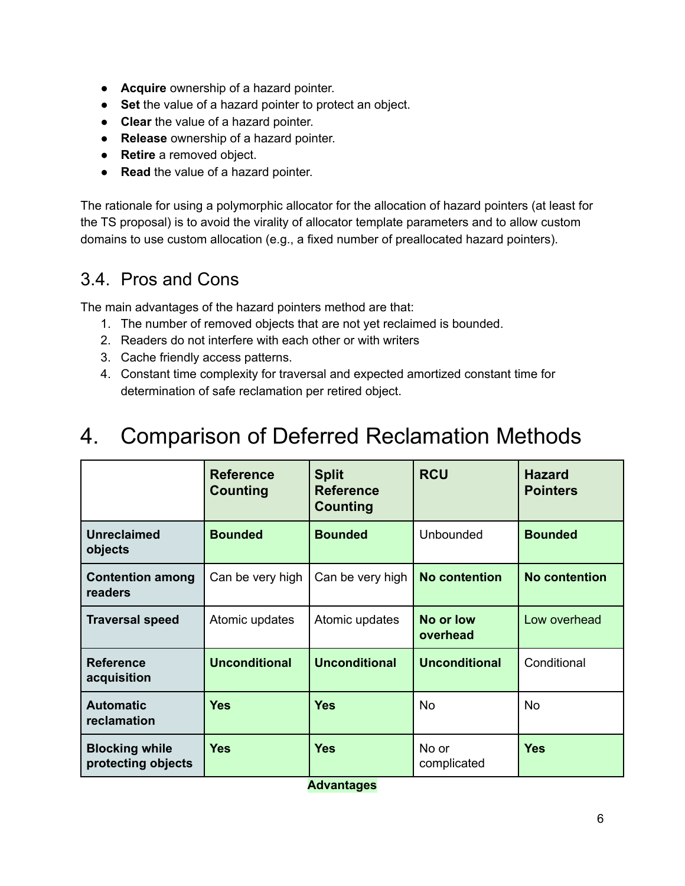- **Acquire** ownership of a hazard pointer.
- **Set** the value of a hazard pointer to protect an object.
- **Clear** the value of a hazard pointer.
- **Release** ownership of a hazard pointer.
- **Retire** a removed object.
- **Read** the value of a hazard pointer.

The rationale for using a polymorphic allocator for the allocation of hazard pointers (at least for the TS proposal) is to avoid the virality of allocator template parameters and to allow custom domains to use custom allocation (e.g., a fixed number of preallocated hazard pointers).

## 3.4. Pros and Cons

The main advantages of the hazard pointers method are that:

1. The number of removed objects that are not yet reclaimed is bounded.
2. Readers do not interfere with each other or with writers
3. Cache friendly access patterns.
4. Constant time complexity for traversal and expected amortized constant time for determination of safe reclamation per retired object.

# 4. Comparison of Deferred Reclamation Methods

| | **Reference Counting** | **Split Reference Counting** | **RCU** | **Hazard Pointers** |
|---|---|---|---|---|
| **Unreclaimed objects** | **Bounded** | **Bounded** | Unbounded | **Bounded** |
| **Contention among readers** | Can be very high | Can be very high | **No contention** | **No contention** |
| **Traversal speed** | Atomic updates | Atomic updates | **No or low overhead** | Low overhead |
| **Reference acquisition** | **Unconditional** | **Unconditional** | **Unconditional** | Conditional |
| **Automatic reclamation** | **Yes** | **Yes** | No | No |
| **Blocking while protecting objects** | **Yes** | **Yes** | No or complicated | **Yes** |

**Advantages**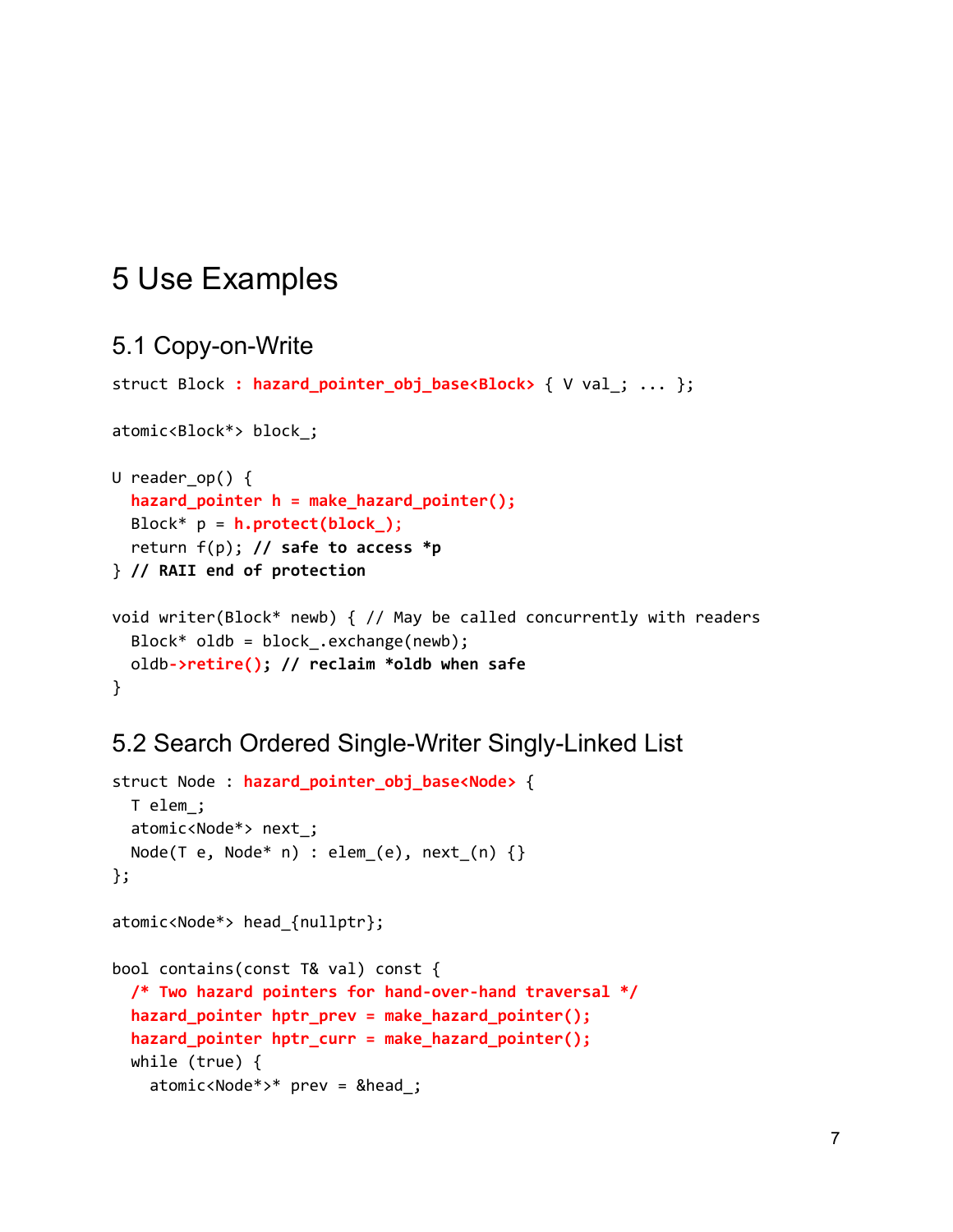# 5 Use Examples

## 5.1 Copy-on-Write

```
struct Block : hazard_pointer_obj_base<Block> { V val_; ... };

atomic<Block*> block_;

U reader_op() {
  hazard_pointer h = make_hazard_pointer();
  Block* p = h.protect(block_);
  return f(p); // safe to access *p
} // RAII end of protection

void writer(Block* newb) { // May be called concurrently with readers
  Block* oldb = block_.exchange(newb);
  oldb->retire(); // reclaim *oldb when safe
}
```

## 5.2 Search Ordered Single-Writer Singly-Linked List

```
struct Node : hazard_pointer_obj_base<Node> {
  T elem_;
  atomic<Node*> next_;
  Node(T e, Node* n) : elem_(e), next_(n) {}
};

atomic<Node*> head_{nullptr};

bool contains(const T& val) const {
  /* Two hazard pointers for hand-over-hand traversal */
  hazard_pointer hptr_prev = make_hazard_pointer();
  hazard_pointer hptr_curr = make_hazard_pointer();
  while (true) {
    atomic<Node*>* prev = &head_;
```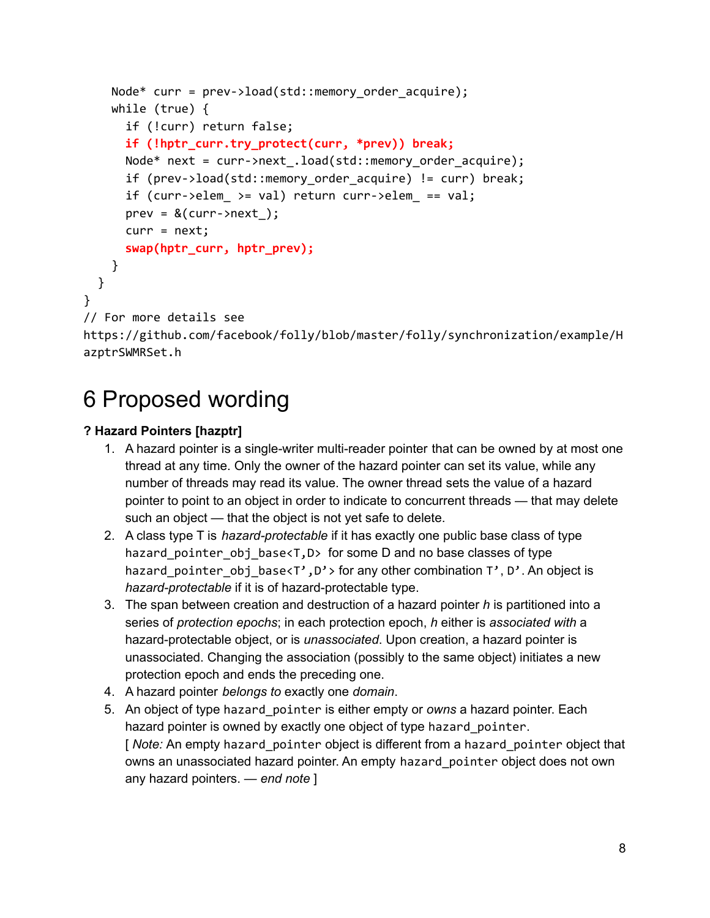```
    Node* curr = prev->load(std::memory_order_acquire);
    while (true) {
      if (!curr) return false;
      if (!hptr_curr.try_protect(curr, *prev)) break;
      Node* next = curr->next_.load(std::memory_order_acquire);
      if (prev->load(std::memory_order_acquire) != curr) break;
      if (curr->elem_ >= val) return curr->elem_ == val;
      prev = &(curr->next_);
      curr = next;
      swap(hptr_curr, hptr_prev);
    }
  }
}
// For more details see
https://github.com/facebook/folly/blob/master/folly/synchronization/example/HazptrSWMRSet.h
```

# 6 Proposed wording

**? Hazard Pointers [hazptr]**

1. A hazard pointer is a single-writer multi-reader pointer that can be owned by at most one thread at any time. Only the owner of the hazard pointer can set its value, while any number of threads may read its value. The owner thread sets the value of a hazard pointer to point to an object in order to indicate to concurrent threads — that may delete such an object — that the object is not yet safe to delete.
2. A class type T is *hazard-protectable* if it has exactly one public base class of type `hazard_pointer_obj_base<T,D>` for some D and no base classes of type `hazard_pointer_obj_base<T',D'>` for any other combination `T'`, `D'`. An object is *hazard-protectable* if it is of hazard-protectable type.
3. The span between creation and destruction of a hazard pointer *h* is partitioned into a series of *protection epochs*; in each protection epoch, *h* either is *associated with* a hazard-protectable object, or is *unassociated*. Upon creation, a hazard pointer is unassociated. Changing the association (possibly to the same object) initiates a new protection epoch and ends the preceding one.
4. A hazard pointer *belongs to* exactly one *domain*.
5. An object of type `hazard_pointer` is either empty or *owns* a hazard pointer. Each hazard pointer is owned by exactly one object of type `hazard_pointer`.
   [ *Note:* An empty `hazard_pointer` object is different from a `hazard_pointer` object that owns an unassociated hazard pointer. An empty `hazard_pointer` object does not own any hazard pointers. — *end note* ]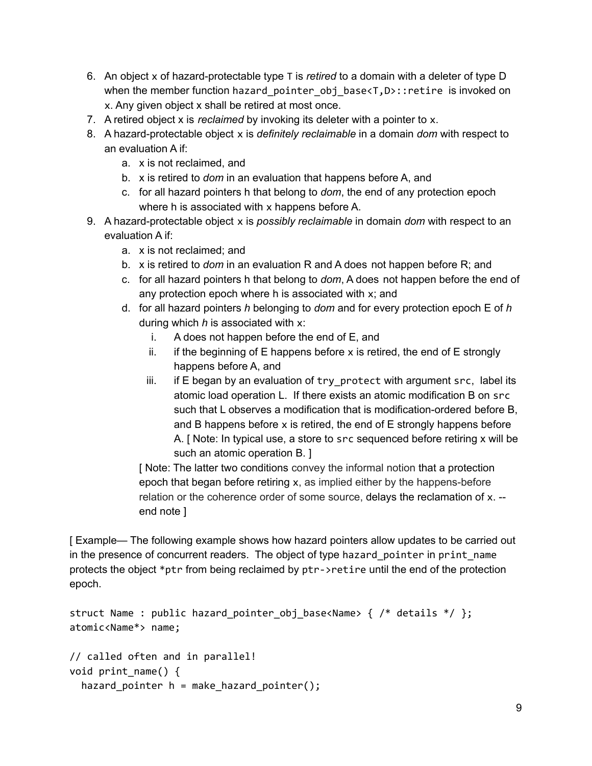6. An object x of hazard-protectable type `T` is *retired* to a domain with a deleter of type D when the member function `hazard_pointer_obj_base<T,D>::retire` is invoked on x. Any given object x shall be retired at most once.
7. A retired object x is *reclaimed* by invoking its deleter with a pointer to x.
8. A hazard-protectable object x is *definitely reclaimable* in a domain *dom* with respect to an evaluation A if:
   a. x is not reclaimed, and
   b. x is retired to *dom* in an evaluation that happens before A, and
   c. for all hazard pointers h that belong to *dom*, the end of any protection epoch where h is associated with x happens before A.
9. A hazard-protectable object x is *possibly reclaimable* in domain *dom* with respect to an evaluation A if:
   a. x is not reclaimed; and
   b. x is retired to *dom* in an evaluation R and A does not happen before R; and
   c. for all hazard pointers h that belong to *dom*, A does not happen before the end of any protection epoch where h is associated with x; and
   d. for all hazard pointers *h* belonging to *dom* and for every protection epoch E of *h* during which *h* is associated with x:
      i. A does not happen before the end of E, and
      ii. if the beginning of E happens before x is retired, the end of E strongly happens before A, and
      iii. if E began by an evaluation of `try_protect` with argument `src`, label its atomic load operation L. If there exists an atomic modification B on `src` such that L observes a modification that is modification-ordered before B, and B happens before x is retired, the end of E strongly happens before A. [ Note: In typical use, a store to `src` sequenced before retiring x will be such an atomic operation B. ]

      [ Note: The latter two conditions convey the informal notion that a protection epoch that began before retiring x, as implied either by the happens-before relation or the coherence order of some source, delays the reclamation of x. -- end note ]

[ Example— The following example shows how hazard pointers allow updates to be carried out in the presence of concurrent readers. The object of type `hazard_pointer` in `print_name` protects the object `*ptr` from being reclaimed by `ptr->retire` until the end of the protection epoch.

```
struct Name : public hazard_pointer_obj_base<Name> { /* details */ };
atomic<Name*> name;

// called often and in parallel!
void print_name() {
  hazard_pointer h = make_hazard_pointer();
```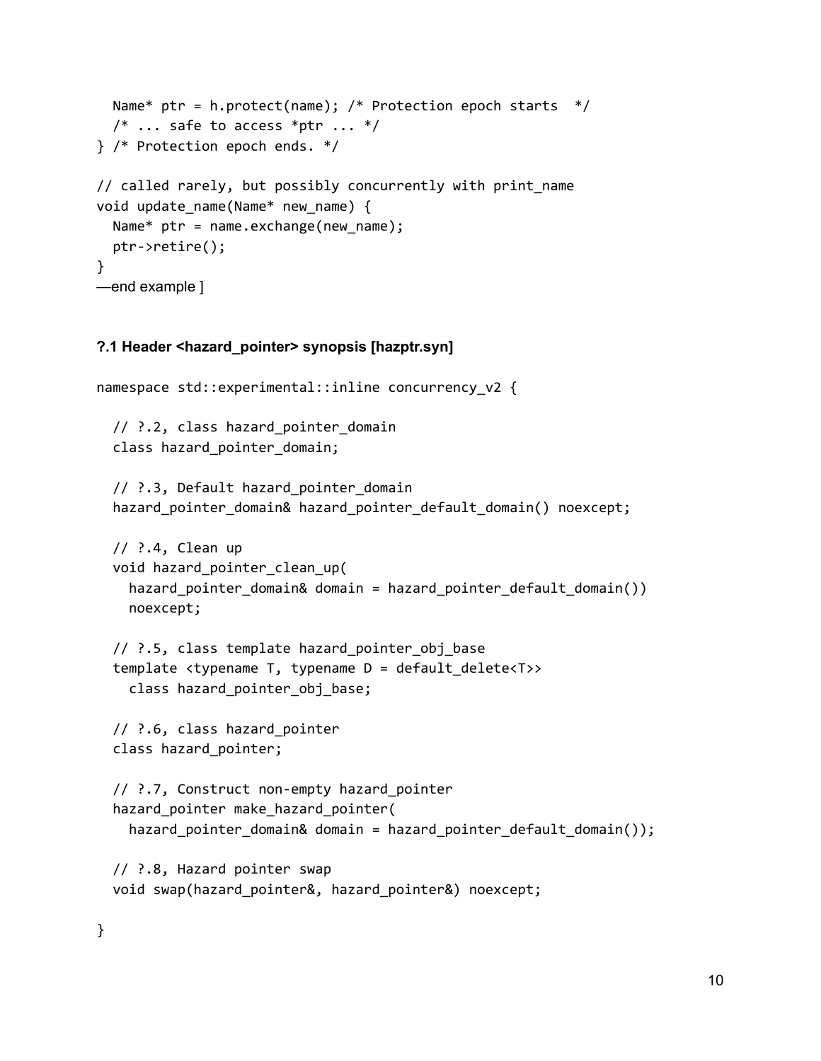```
  Name* ptr = h.protect(name); /* Protection epoch starts  */
  /* ... safe to access *ptr ... */
} /* Protection epoch ends. */

// called rarely, but possibly concurrently with print_name
void update_name(Name* new_name) {
  Name* ptr = name.exchange(new_name);
  ptr->retire();
}
```

—end example ]

**?.1 Header <hazard_pointer> synopsis [hazptr.syn]**

```
namespace std::experimental::inline concurrency_v2 {

  // ?.2, class hazard_pointer_domain
  class hazard_pointer_domain;

  // ?.3, Default hazard_pointer_domain
  hazard_pointer_domain& hazard_pointer_default_domain() noexcept;

  // ?.4, Clean up
  void hazard_pointer_clean_up(
    hazard_pointer_domain& domain = hazard_pointer_default_domain())
    noexcept;

  // ?.5, class template hazard_pointer_obj_base
  template <typename T, typename D = default_delete<T>>
    class hazard_pointer_obj_base;

  // ?.6, class hazard_pointer
  class hazard_pointer;

  // ?.7, Construct non-empty hazard_pointer
  hazard_pointer make_hazard_pointer(
    hazard_pointer_domain& domain = hazard_pointer_default_domain());

  // ?.8, Hazard pointer swap
  void swap(hazard_pointer&, hazard_pointer&) noexcept;

}
```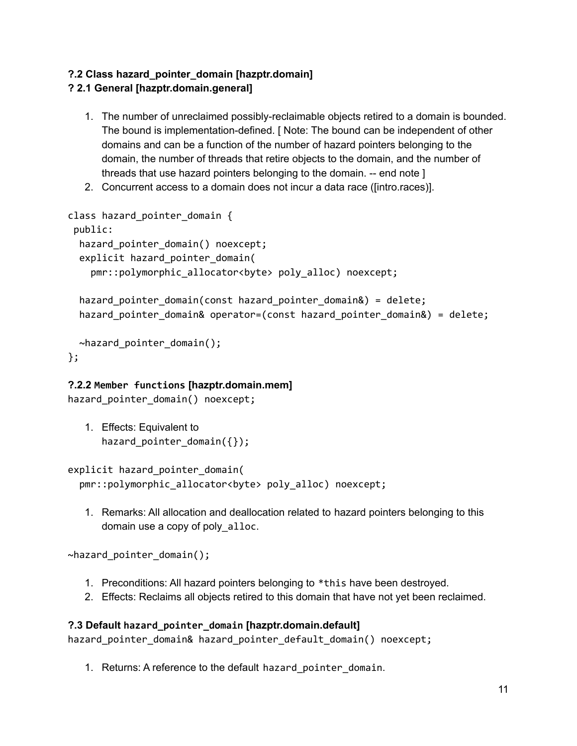### ?.2 Class hazard_pointer_domain [hazptr.domain]

### ? 2.1 General [hazptr.domain.general]

1. The number of unreclaimed possibly-reclaimable objects retired to a domain is bounded. The bound is implementation-defined. [ Note: The bound can be independent of other domains and can be a function of the number of hazard pointers belonging to the domain, the number of threads that retire objects to the domain, and the number of threads that use hazard pointers belonging to the domain. -- end note ]
2. Concurrent access to a domain does not incur a data race ([intro.races)].

```
class hazard_pointer_domain {
 public:
  hazard_pointer_domain() noexcept;
  explicit hazard_pointer_domain(
    pmr::polymorphic_allocator<byte> poly_alloc) noexcept;

  hazard_pointer_domain(const hazard_pointer_domain&) = delete;
  hazard_pointer_domain& operator=(const hazard_pointer_domain&) = delete;

  ~hazard_pointer_domain();
};
```

### ?.2.2 `Member functions` [hazptr.domain.mem]

```
hazard_pointer_domain() noexcept;
```

1. Effects: Equivalent to
   `hazard_pointer_domain({});`

```
explicit hazard_pointer_domain(
  pmr::polymorphic_allocator<byte> poly_alloc) noexcept;
```

1. Remarks: All allocation and deallocation related to hazard pointers belonging to this domain use a copy of `poly_alloc`.

```
~hazard_pointer_domain();
```

1. Preconditions: All hazard pointers belonging to `*this` have been destroyed.
2. Effects: Reclaims all objects retired to this domain that have not yet been reclaimed.

### ?.3 Default `hazard_pointer_domain` [hazptr.domain.default]

```
hazard_pointer_domain& hazard_pointer_default_domain() noexcept;
```

1. Returns: A reference to the default `hazard_pointer_domain`.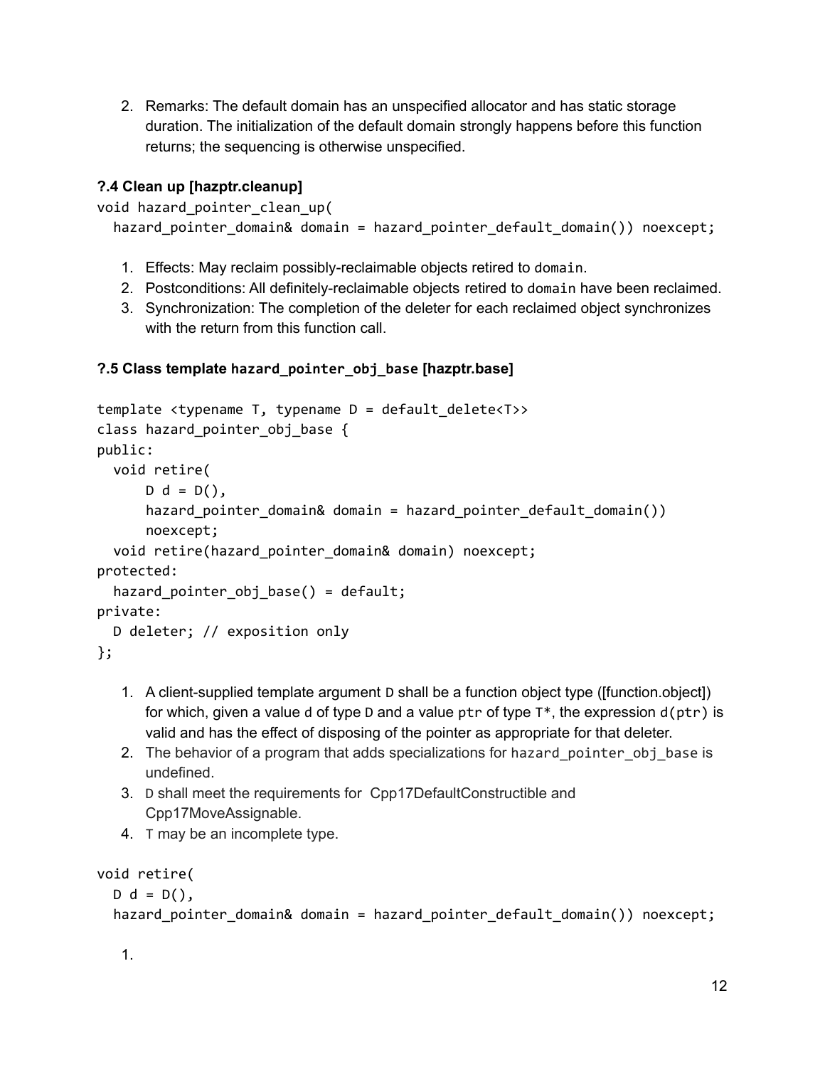2. Remarks: The default domain has an unspecified allocator and has static storage duration. The initialization of the default domain strongly happens before this function returns; the sequencing is otherwise unspecified.

### ?.4 Clean up [hazptr.cleanup]

```
void hazard_pointer_clean_up(
  hazard_pointer_domain& domain = hazard_pointer_default_domain()) noexcept;
```

1. Effects: May reclaim possibly-reclaimable objects retired to `domain`.
2. Postconditions: All definitely-reclaimable objects retired to `domain` have been reclaimed.
3. Synchronization: The completion of the deleter for each reclaimed object synchronizes with the return from this function call.

### ?.5 Class template `hazard_pointer_obj_base` [hazptr.base]

```
template <typename T, typename D = default_delete<T>>
class hazard_pointer_obj_base {
public:
  void retire(
      D d = D(),
      hazard_pointer_domain& domain = hazard_pointer_default_domain())
      noexcept;
  void retire(hazard_pointer_domain& domain) noexcept;
protected:
  hazard_pointer_obj_base() = default;
private:
  D deleter; // exposition only
};
```

1. A client-supplied template argument `D` shall be a function object type ([function.object]) for which, given a value `d` of type `D` and a value `ptr` of type `T*`, the expression `d(ptr)` is valid and has the effect of disposing of the pointer as appropriate for that deleter.
2. The behavior of a program that adds specializations for `hazard_pointer_obj_base` is undefined.
3. `D` shall meet the requirements for Cpp17DefaultConstructible and Cpp17MoveAssignable.
4. `T` may be an incomplete type.

```
void retire(
  D d = D(),
  hazard_pointer_domain& domain = hazard_pointer_default_domain()) noexcept;
```

1.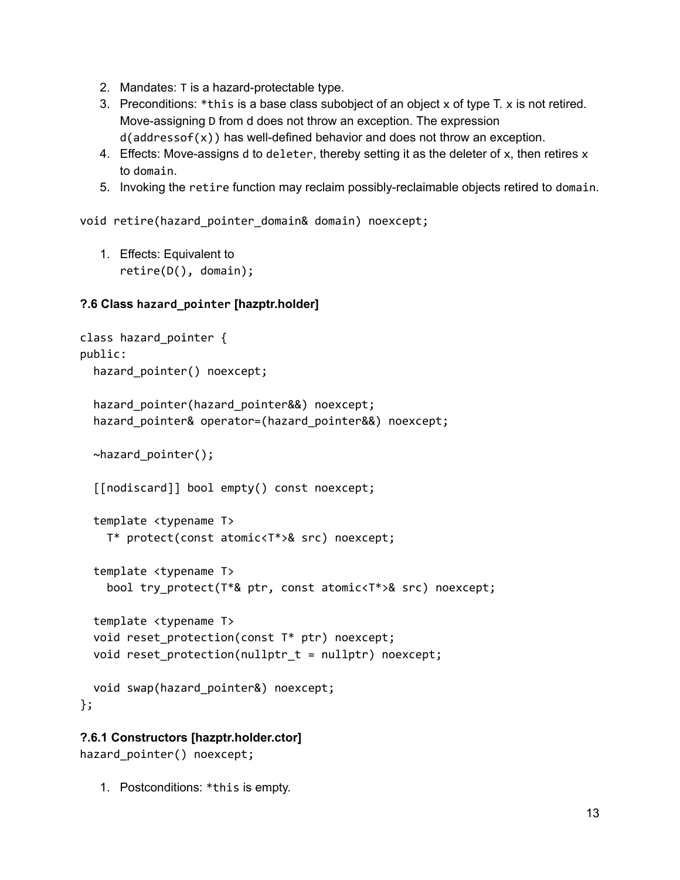2. Mandates: `T` is a hazard-protectable type.
3. Preconditions: `*this` is a base class subobject of an object `x` of type T. `x` is not retired. Move-assigning `D` from `d` does not throw an exception. The expression `d(addressof(x))` has well-defined behavior and does not throw an exception.
4. Effects: Move-assigns `d` to `deleter`, thereby setting it as the deleter of `x`, then retires `x` to `domain`.
5. Invoking the `retire` function may reclaim possibly-reclaimable objects retired to `domain`.

```
void retire(hazard_pointer_domain& domain) noexcept;
```

1. Effects: Equivalent to
   `retire(D(), domain);`

**?.6 Class `hazard_pointer` [hazptr.holder]**

```
class hazard_pointer {
public:
  hazard_pointer() noexcept;

  hazard_pointer(hazard_pointer&&) noexcept;
  hazard_pointer& operator=(hazard_pointer&&) noexcept;

  ~hazard_pointer();

  [[nodiscard]] bool empty() const noexcept;

  template <typename T>
    T* protect(const atomic<T*>& src) noexcept;

  template <typename T>
    bool try_protect(T*& ptr, const atomic<T*>& src) noexcept;

  template <typename T>
  void reset_protection(const T* ptr) noexcept;
  void reset_protection(nullptr_t = nullptr) noexcept;

  void swap(hazard_pointer&) noexcept;
};
```

**?.6.1 Constructors [hazptr.holder.ctor]**

```
hazard_pointer() noexcept;
```

1. Postconditions: `*this` is empty.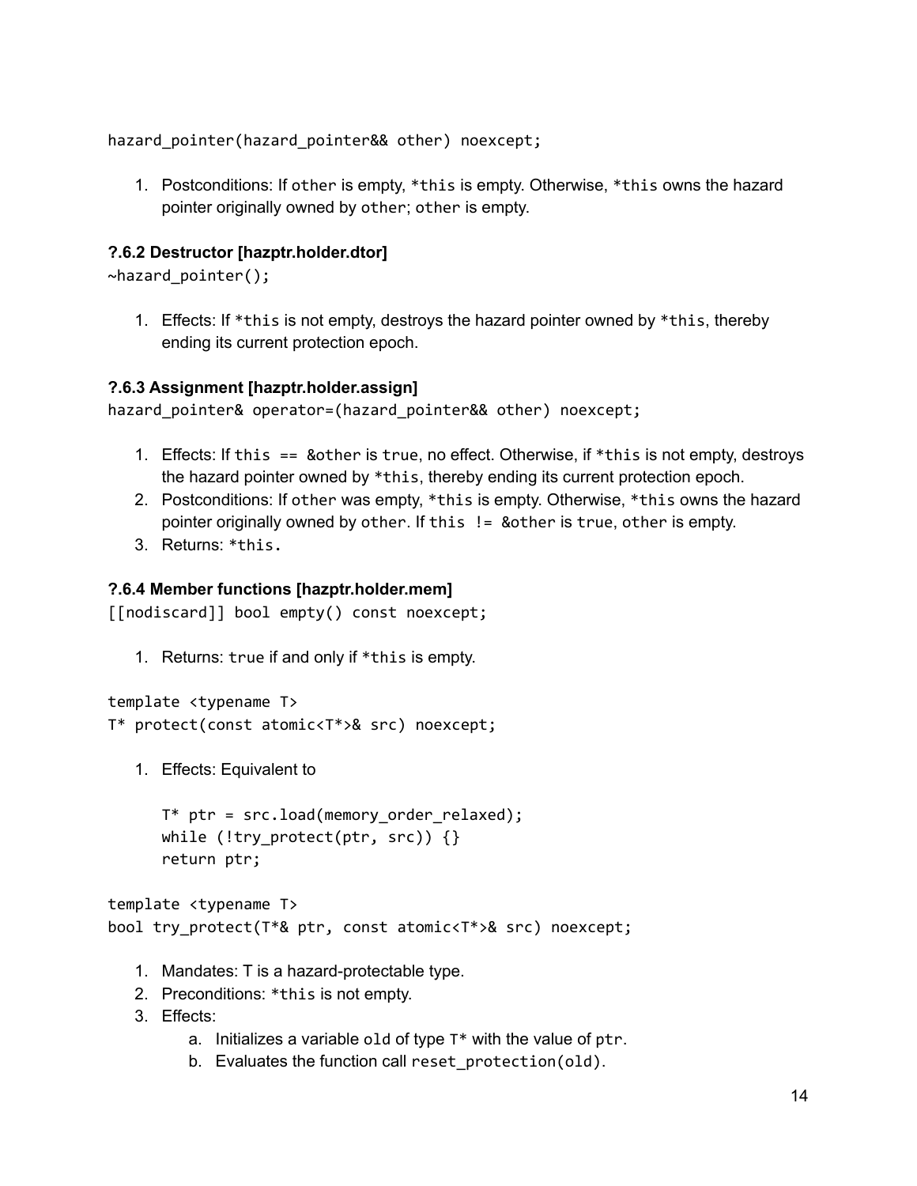```
hazard_pointer(hazard_pointer&& other) noexcept;
```

1. Postconditions: If `other` is empty, `*this` is empty. Otherwise, `*this` owns the hazard pointer originally owned by `other`; `other` is empty.

### ?.6.2 Destructor [hazptr.holder.dtor]

```
~hazard_pointer();
```

1. Effects: If `*this` is not empty, destroys the hazard pointer owned by `*this`, thereby ending its current protection epoch.

### ?.6.3 Assignment [hazptr.holder.assign]

```
hazard_pointer& operator=(hazard_pointer&& other) noexcept;
```

1. Effects: If `this == &other` is `true`, no effect. Otherwise, if `*this` is not empty, destroys the hazard pointer owned by `*this`, thereby ending its current protection epoch.
2. Postconditions: If `other` was empty, `*this` is empty. Otherwise, `*this` owns the hazard pointer originally owned by `other`. If `this != &other` is `true`, `other` is empty.
3. Returns: `*this`.

### ?.6.4 Member functions [hazptr.holder.mem]

```
[[nodiscard]] bool empty() const noexcept;
```

1. Returns: `true` if and only if `*this` is empty.

```
template <typename T>
T* protect(const atomic<T*>& src) noexcept;
```

1. Effects: Equivalent to

   ```
   T* ptr = src.load(memory_order_relaxed);
   while (!try_protect(ptr, src)) {}
   return ptr;
   ```

```
template <typename T>
bool try_protect(T*& ptr, const atomic<T*>& src) noexcept;
```

1. Mandates: T is a hazard-protectable type.
2. Preconditions: `*this` is not empty.
3. Effects:
   a. Initializes a variable `old` of type `T*` with the value of `ptr`.
   b. Evaluates the function call `reset_protection(old)`.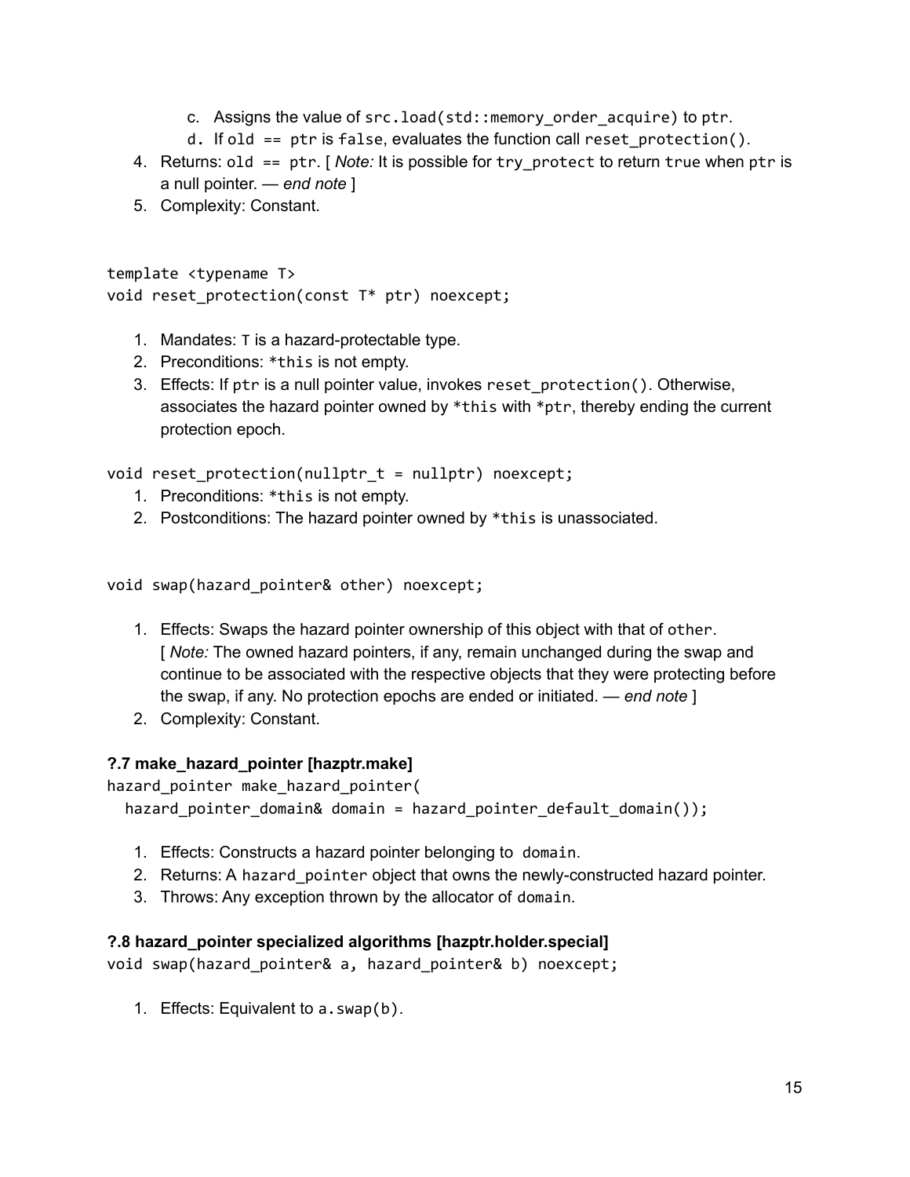c. Assigns the value of `src.load(std::memory_order_acquire)` to `ptr`.
   d. If `old == ptr` is `false`, evaluates the function call `reset_protection()`.
4. Returns: `old == ptr`. [ *Note:* It is possible for `try_protect` to return `true` when `ptr` is a null pointer. — *end note* ]
5. Complexity: Constant.

```
template <typename T>
void reset_protection(const T* ptr) noexcept;
```

1. Mandates: `T` is a hazard-protectable type.
2. Preconditions: `*this` is not empty.
3. Effects: If `ptr` is a null pointer value, invokes `reset_protection()`. Otherwise, associates the hazard pointer owned by `*this` with `*ptr`, thereby ending the current protection epoch.

```
void reset_protection(nullptr_t = nullptr) noexcept;
```

1. Preconditions: `*this` is not empty.
2. Postconditions: The hazard pointer owned by `*this` is unassociated.

```
void swap(hazard_pointer& other) noexcept;
```

1. Effects: Swaps the hazard pointer ownership of this object with that of `other`. [ *Note:* The owned hazard pointers, if any, remain unchanged during the swap and continue to be associated with the respective objects that they were protecting before the swap, if any. No protection epochs are ended or initiated. — *end note* ]
2. Complexity: Constant.

### ?.7 make_hazard_pointer [hazptr.make]

```
hazard_pointer make_hazard_pointer(
  hazard_pointer_domain& domain = hazard_pointer_default_domain());
```

1. Effects: Constructs a hazard pointer belonging to `domain`.
2. Returns: A `hazard_pointer` object that owns the newly-constructed hazard pointer.
3. Throws: Any exception thrown by the allocator of `domain`.

### ?.8 hazard_pointer specialized algorithms [hazptr.holder.special]

```
void swap(hazard_pointer& a, hazard_pointer& b) noexcept;
```

1. Effects: Equivalent to `a.swap(b)`.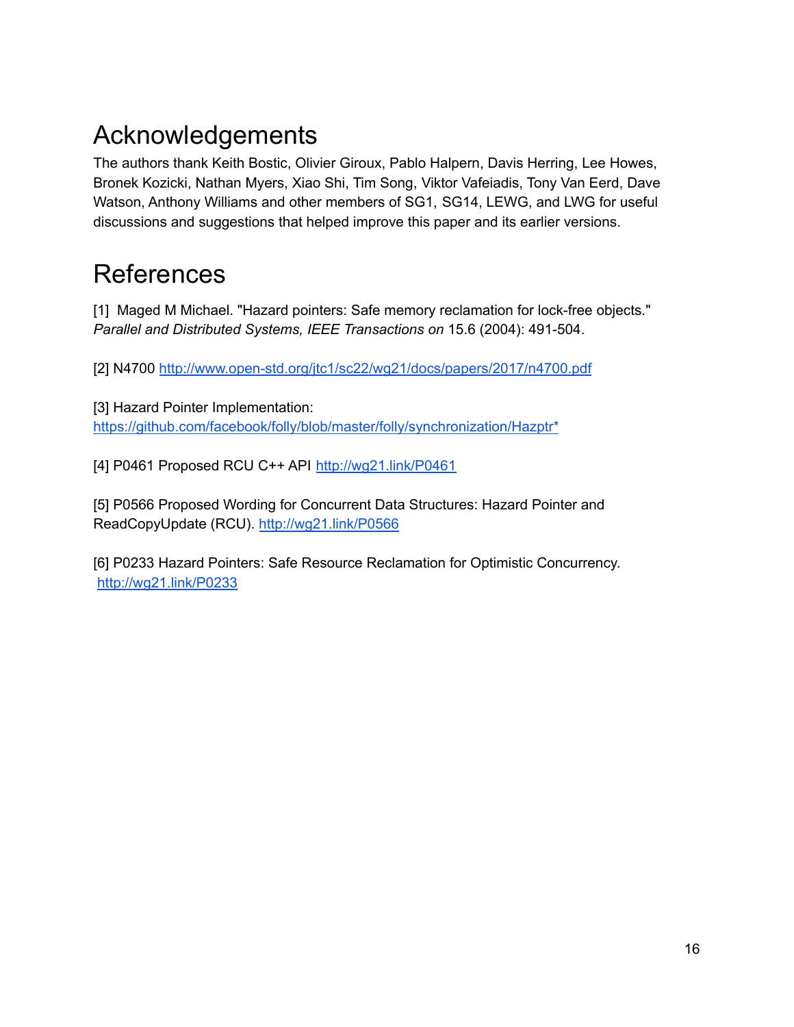# Acknowledgements

The authors thank Keith Bostic, Olivier Giroux, Pablo Halpern, Davis Herring, Lee Howes, Bronek Kozicki, Nathan Myers, Xiao Shi, Tim Song, Viktor Vafeiadis, Tony Van Eerd, Dave Watson, Anthony Williams and other members of SG1, SG14, LEWG, and LWG for useful discussions and suggestions that helped improve this paper and its earlier versions.

# References

[1] Maged M Michael. "Hazard pointers: Safe memory reclamation for lock-free objects." *Parallel and Distributed Systems, IEEE Transactions on* 15.6 (2004): 491-504.

[2] N4700 http://www.open-std.org/jtc1/sc22/wg21/docs/papers/2017/n4700.pdf

[3] Hazard Pointer Implementation:
https://github.com/facebook/folly/blob/master/folly/synchronization/Hazptr*

[4] P0461 Proposed RCU C++ API http://wg21.link/P0461

[5] P0566 Proposed Wording for Concurrent Data Structures: Hazard Pointer and ReadCopyUpdate (RCU). http://wg21.link/P0566

[6] P0233 Hazard Pointers: Safe Resource Reclamation for Optimistic Concurrency. http://wg21.link/P0233